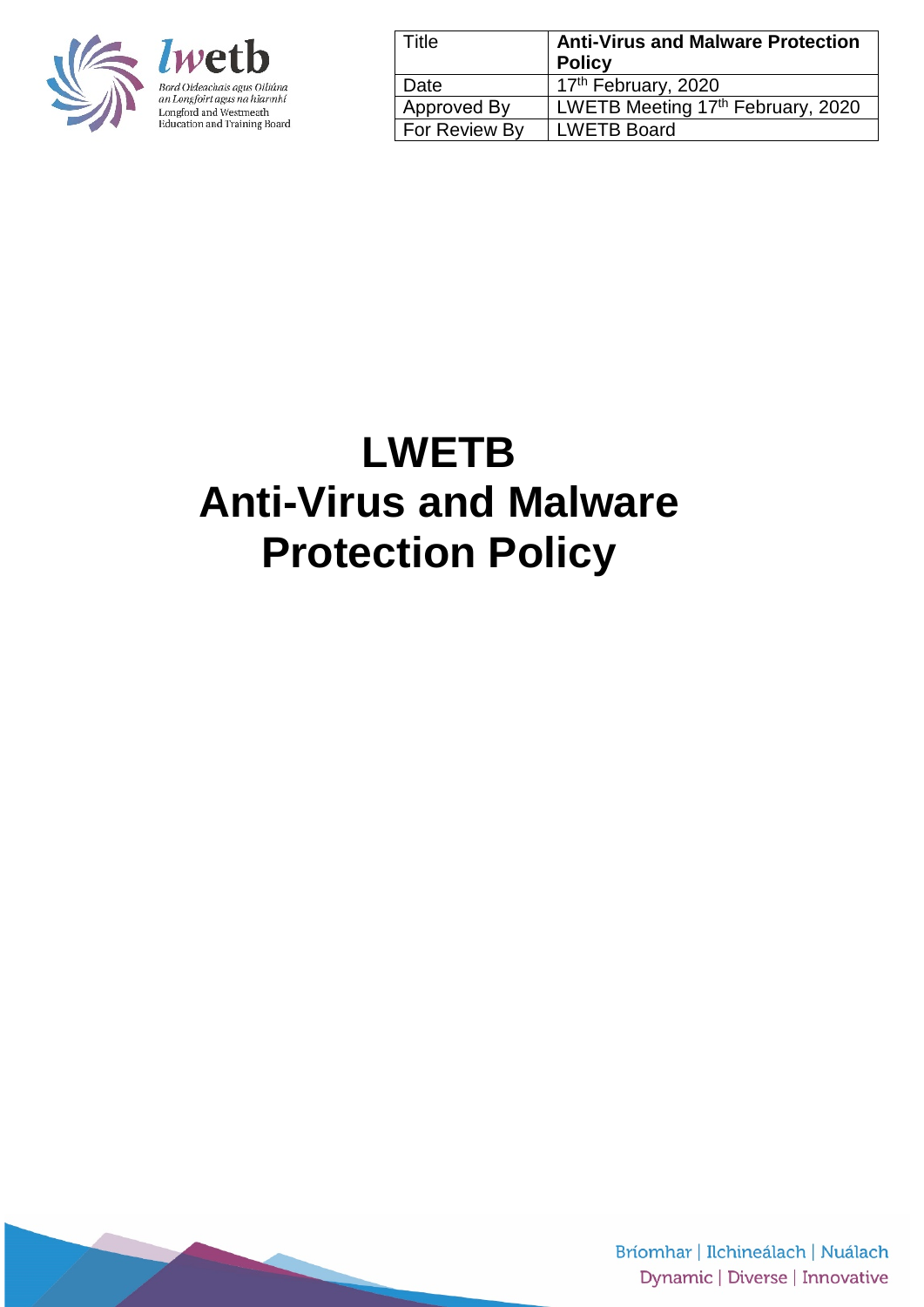| Title | **Anti-Virus and Malware Protection Policy** |
| --- | --- |
| Date | 17th February, 2020 |
| Approved By | LWETB Meeting 17th February, 2020 |
| For Review By | LWETB Board |

# LWETB
# Anti-Virus and Malware Protection Policy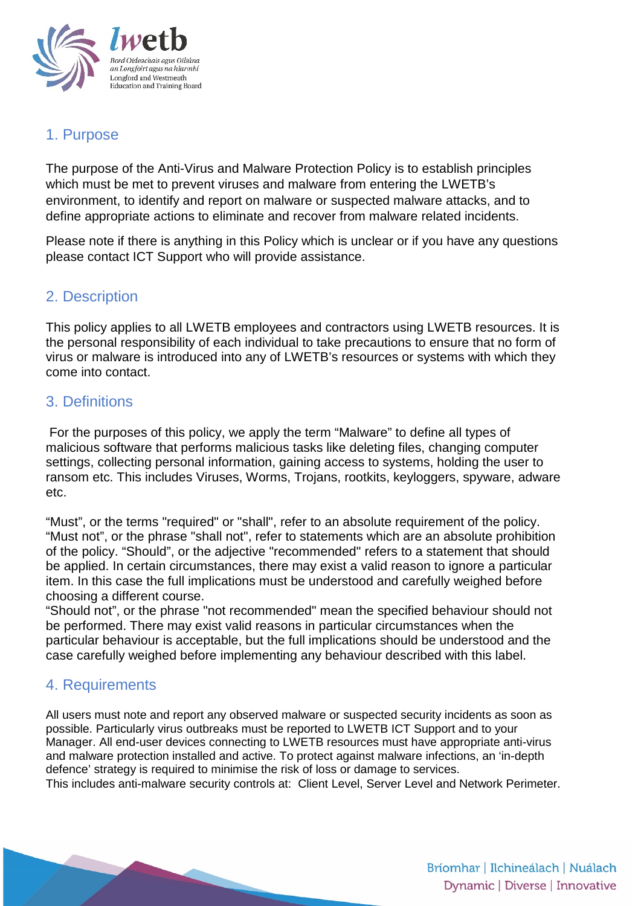## 1. Purpose

The purpose of the Anti-Virus and Malware Protection Policy is to establish principles which must be met to prevent viruses and malware from entering the LWETB's environment, to identify and report on malware or suspected malware attacks, and to define appropriate actions to eliminate and recover from malware related incidents.

Please note if there is anything in this Policy which is unclear or if you have any questions please contact ICT Support who will provide assistance.

## 2. Description

This policy applies to all LWETB employees and contractors using LWETB resources. It is the personal responsibility of each individual to take precautions to ensure that no form of virus or malware is introduced into any of LWETB's resources or systems with which they come into contact.

## 3. Definitions

For the purposes of this policy, we apply the term "Malware" to define all types of malicious software that performs malicious tasks like deleting files, changing computer settings, collecting personal information, gaining access to systems, holding the user to ransom etc. This includes Viruses, Worms, Trojans, rootkits, keyloggers, spyware, adware etc.

"Must", or the terms "required" or "shall", refer to an absolute requirement of the policy. "Must not", or the phrase "shall not", refer to statements which are an absolute prohibition of the policy. "Should", or the adjective "recommended" refers to a statement that should be applied. In certain circumstances, there may exist a valid reason to ignore a particular item. In this case the full implications must be understood and carefully weighed before choosing a different course.
"Should not", or the phrase "not recommended" mean the specified behaviour should not be performed. There may exist valid reasons in particular circumstances when the particular behaviour is acceptable, but the full implications should be understood and the case carefully weighed before implementing any behaviour described with this label.

## 4. Requirements

All users must note and report any observed malware or suspected security incidents as soon as possible. Particularly virus outbreaks must be reported to LWETB ICT Support and to your Manager. All end-user devices connecting to LWETB resources must have appropriate anti-virus and malware protection installed and active. To protect against malware infections, an 'in-depth defence' strategy is required to minimise the risk of loss or damage to services.
This includes anti-malware security controls at: Client Level, Server Level and Network Perimeter.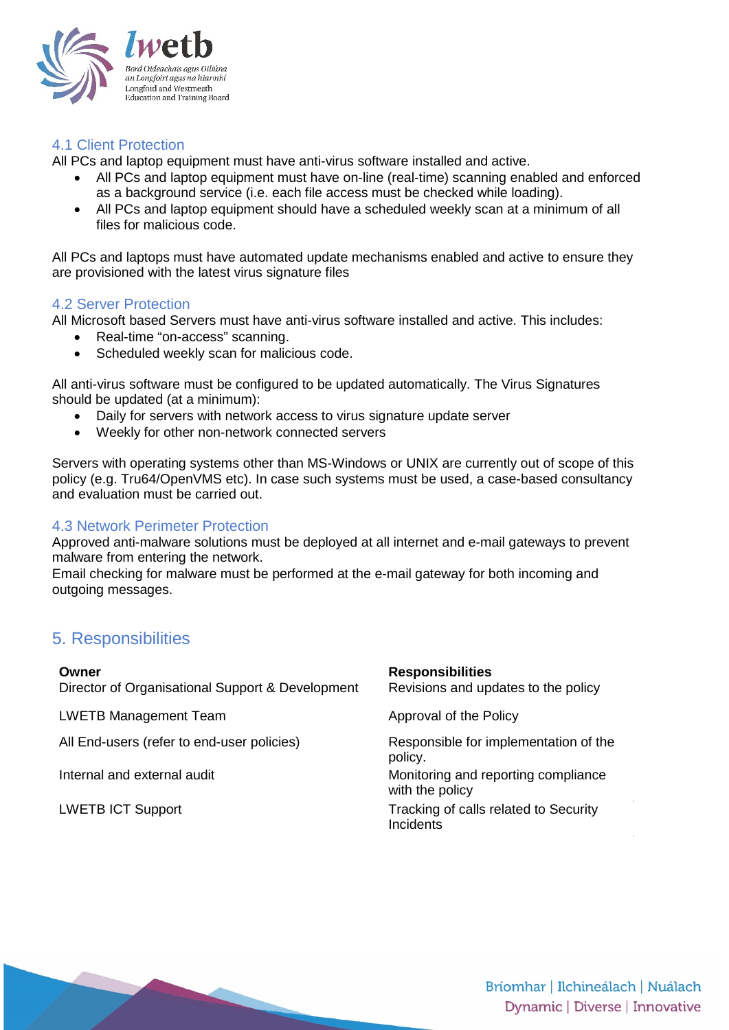### 4.1 Client Protection

All PCs and laptop equipment must have anti-virus software installed and active.

- All PCs and laptop equipment must have on-line (real-time) scanning enabled and enforced as a background service (i.e. each file access must be checked while loading).
- All PCs and laptop equipment should have a scheduled weekly scan at a minimum of all files for malicious code.

All PCs and laptops must have automated update mechanisms enabled and active to ensure they are provisioned with the latest virus signature files

### 4.2 Server Protection

All Microsoft based Servers must have anti-virus software installed and active. This includes:

- Real-time "on-access" scanning.
- Scheduled weekly scan for malicious code.

All anti-virus software must be configured to be updated automatically. The Virus Signatures should be updated (at a minimum):

- Daily for servers with network access to virus signature update server
- Weekly for other non-network connected servers

Servers with operating systems other than MS-Windows or UNIX are currently out of scope of this policy (e.g. Tru64/OpenVMS etc). In case such systems must be used, a case-based consultancy and evaluation must be carried out.

### 4.3 Network Perimeter Protection

Approved anti-malware solutions must be deployed at all internet and e-mail gateways to prevent malware from entering the network.
Email checking for malware must be performed at the e-mail gateway for both incoming and outgoing messages.

## 5. Responsibilities

| Owner | Responsibilities |
|---|---|
| Director of Organisational Support & Development | Revisions and updates to the policy |
| LWETB Management Team | Approval of the Policy |
| All End-users (refer to end-user policies) | Responsible for implementation of the policy. |
| Internal and external audit | Monitoring and reporting compliance with the policy |
| LWETB ICT Support | Tracking of calls related to Security Incidents |